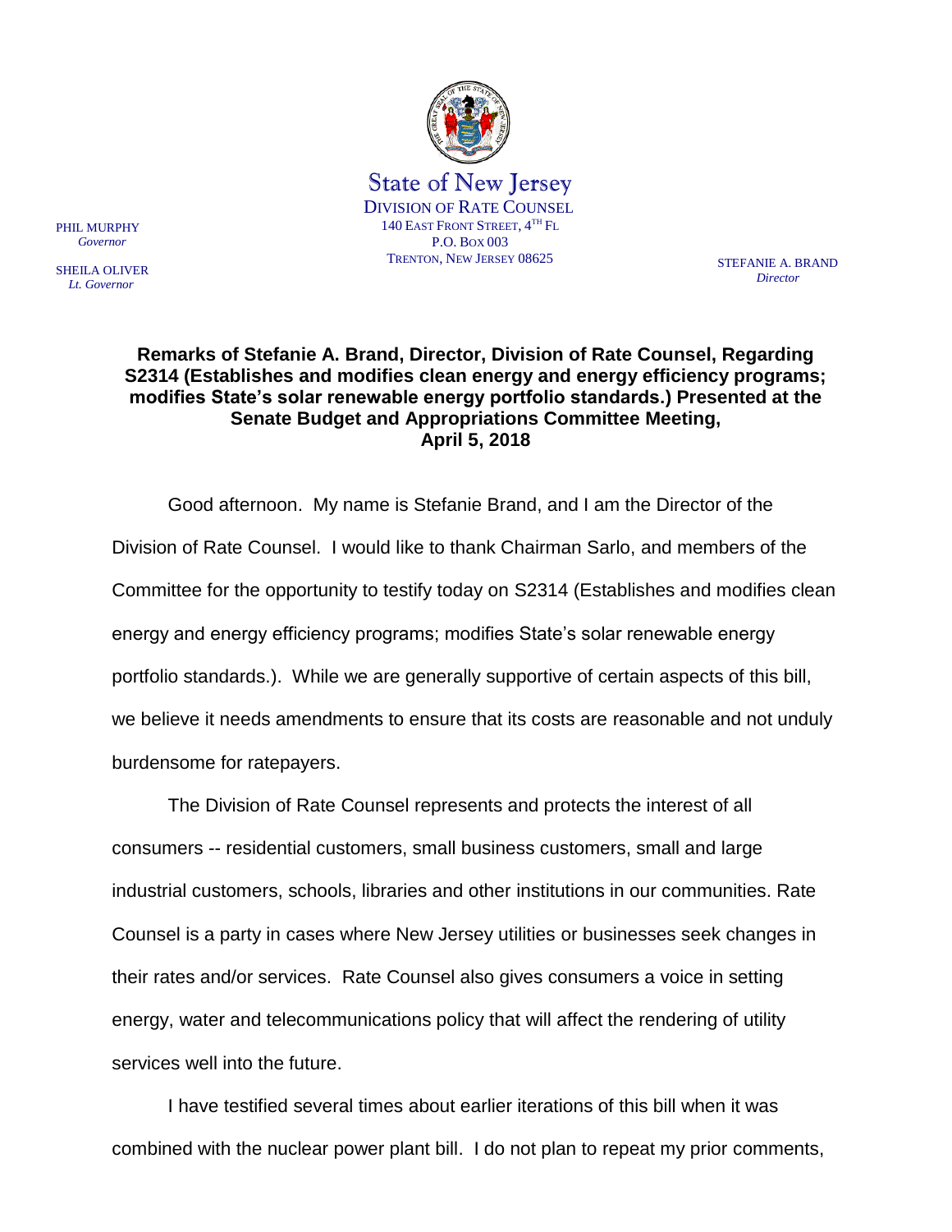State of New Jersey
DIVISION OF RATE COUNSEL
140 EAST FRONT STREET, 4TH FL
P.O. BOX 003
TRENTON, NEW JERSEY 08625

PHIL MURPHY
*Governor*

SHEILA OLIVER
*Lt. Governor*

STEFANIE A. BRAND
*Director*

**Remarks of Stefanie A. Brand, Director, Division of Rate Counsel, Regarding S2314 (Establishes and modifies clean energy and energy efficiency programs; modifies State's solar renewable energy portfolio standards.) Presented at the Senate Budget and Appropriations Committee Meeting, April 5, 2018**

Good afternoon. My name is Stefanie Brand, and I am the Director of the Division of Rate Counsel. I would like to thank Chairman Sarlo, and members of the Committee for the opportunity to testify today on S2314 (Establishes and modifies clean energy and energy efficiency programs; modifies State's solar renewable energy portfolio standards.). While we are generally supportive of certain aspects of this bill, we believe it needs amendments to ensure that its costs are reasonable and not unduly burdensome for ratepayers.

The Division of Rate Counsel represents and protects the interest of all consumers -- residential customers, small business customers, small and large industrial customers, schools, libraries and other institutions in our communities. Rate Counsel is a party in cases where New Jersey utilities or businesses seek changes in their rates and/or services. Rate Counsel also gives consumers a voice in setting energy, water and telecommunications policy that will affect the rendering of utility services well into the future.

I have testified several times about earlier iterations of this bill when it was combined with the nuclear power plant bill. I do not plan to repeat my prior comments,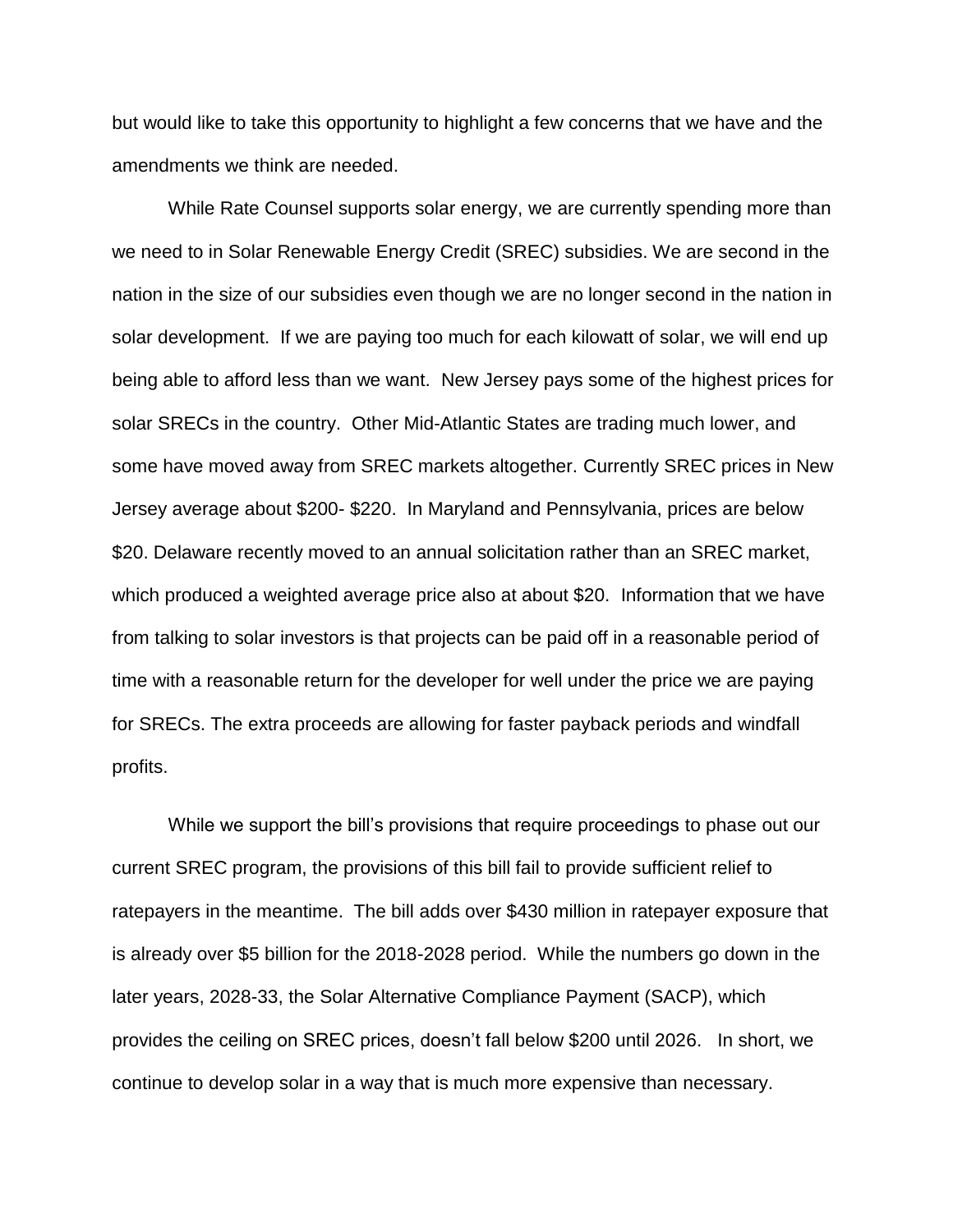but would like to take this opportunity to highlight a few concerns that we have and the amendments we think are needed.

While Rate Counsel supports solar energy, we are currently spending more than we need to in Solar Renewable Energy Credit (SREC) subsidies. We are second in the nation in the size of our subsidies even though we are no longer second in the nation in solar development. If we are paying too much for each kilowatt of solar, we will end up being able to afford less than we want. New Jersey pays some of the highest prices for solar SRECs in the country. Other Mid-Atlantic States are trading much lower, and some have moved away from SREC markets altogether. Currently SREC prices in New Jersey average about \$200- \$220. In Maryland and Pennsylvania, prices are below \$20. Delaware recently moved to an annual solicitation rather than an SREC market, which produced a weighted average price also at about \$20. Information that we have from talking to solar investors is that projects can be paid off in a reasonable period of time with a reasonable return for the developer for well under the price we are paying for SRECs. The extra proceeds are allowing for faster payback periods and windfall profits.

While we support the bill's provisions that require proceedings to phase out our current SREC program, the provisions of this bill fail to provide sufficient relief to ratepayers in the meantime. The bill adds over \$430 million in ratepayer exposure that is already over \$5 billion for the 2018-2028 period. While the numbers go down in the later years, 2028-33, the Solar Alternative Compliance Payment (SACP), which provides the ceiling on SREC prices, doesn't fall below \$200 until 2026. In short, we continue to develop solar in a way that is much more expensive than necessary.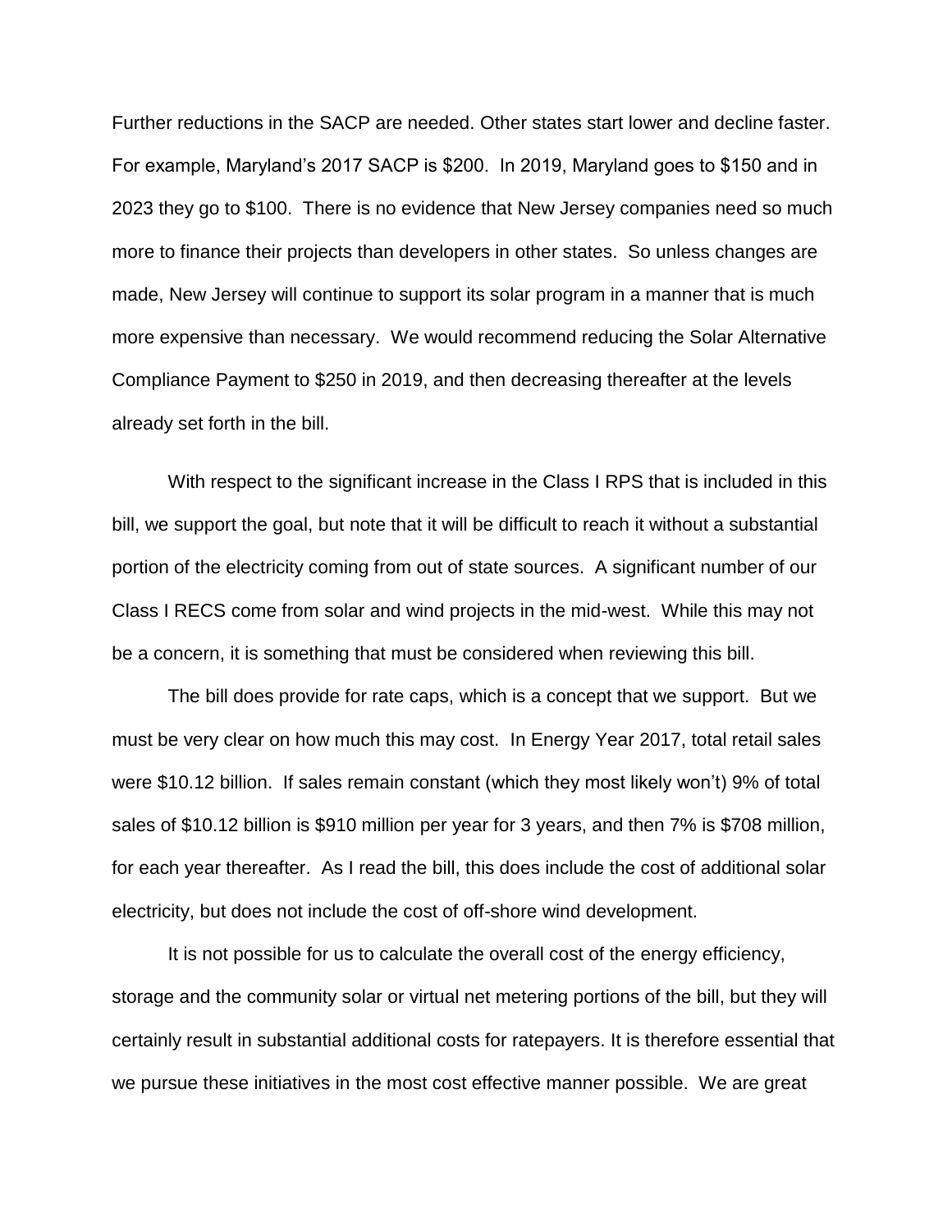Further reductions in the SACP are needed. Other states start lower and decline faster. For example, Maryland's 2017 SACP is $200. In 2019, Maryland goes to $150 and in 2023 they go to $100. There is no evidence that New Jersey companies need so much more to finance their projects than developers in other states. So unless changes are made, New Jersey will continue to support its solar program in a manner that is much more expensive than necessary. We would recommend reducing the Solar Alternative Compliance Payment to $250 in 2019, and then decreasing thereafter at the levels already set forth in the bill.

With respect to the significant increase in the Class I RPS that is included in this bill, we support the goal, but note that it will be difficult to reach it without a substantial portion of the electricity coming from out of state sources. A significant number of our Class I RECS come from solar and wind projects in the mid-west. While this may not be a concern, it is something that must be considered when reviewing this bill.

The bill does provide for rate caps, which is a concept that we support. But we must be very clear on how much this may cost. In Energy Year 2017, total retail sales were $10.12 billion. If sales remain constant (which they most likely won't) 9% of total sales of $10.12 billion is $910 million per year for 3 years, and then 7% is $708 million, for each year thereafter. As I read the bill, this does include the cost of additional solar electricity, but does not include the cost of off-shore wind development.

It is not possible for us to calculate the overall cost of the energy efficiency, storage and the community solar or virtual net metering portions of the bill, but they will certainly result in substantial additional costs for ratepayers. It is therefore essential that we pursue these initiatives in the most cost effective manner possible. We are great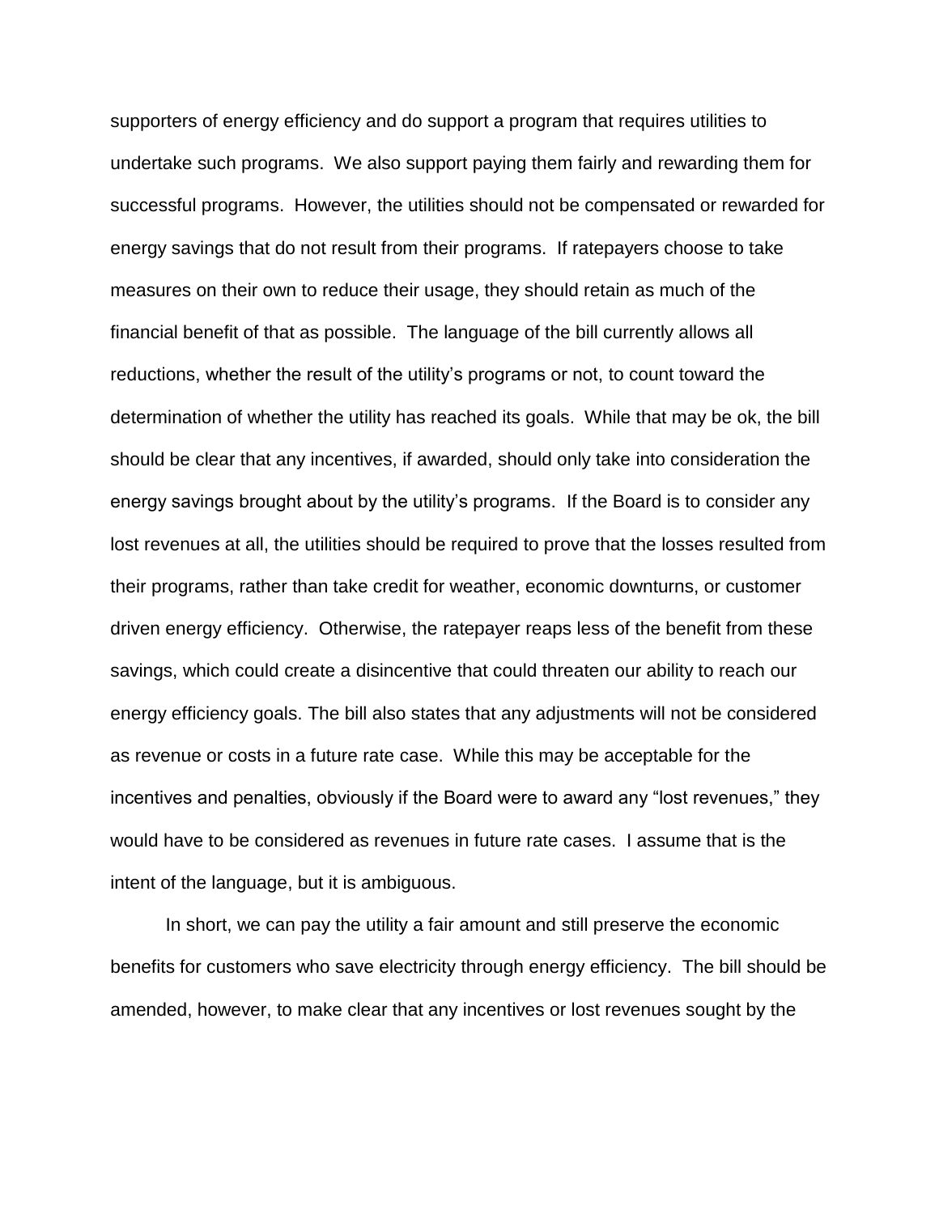supporters of energy efficiency and do support a program that requires utilities to undertake such programs. We also support paying them fairly and rewarding them for successful programs. However, the utilities should not be compensated or rewarded for energy savings that do not result from their programs. If ratepayers choose to take measures on their own to reduce their usage, they should retain as much of the financial benefit of that as possible. The language of the bill currently allows all reductions, whether the result of the utility's programs or not, to count toward the determination of whether the utility has reached its goals. While that may be ok, the bill should be clear that any incentives, if awarded, should only take into consideration the energy savings brought about by the utility's programs. If the Board is to consider any lost revenues at all, the utilities should be required to prove that the losses resulted from their programs, rather than take credit for weather, economic downturns, or customer driven energy efficiency. Otherwise, the ratepayer reaps less of the benefit from these savings, which could create a disincentive that could threaten our ability to reach our energy efficiency goals. The bill also states that any adjustments will not be considered as revenue or costs in a future rate case. While this may be acceptable for the incentives and penalties, obviously if the Board were to award any "lost revenues," they would have to be considered as revenues in future rate cases. I assume that is the intent of the language, but it is ambiguous.

In short, we can pay the utility a fair amount and still preserve the economic benefits for customers who save electricity through energy efficiency. The bill should be amended, however, to make clear that any incentives or lost revenues sought by the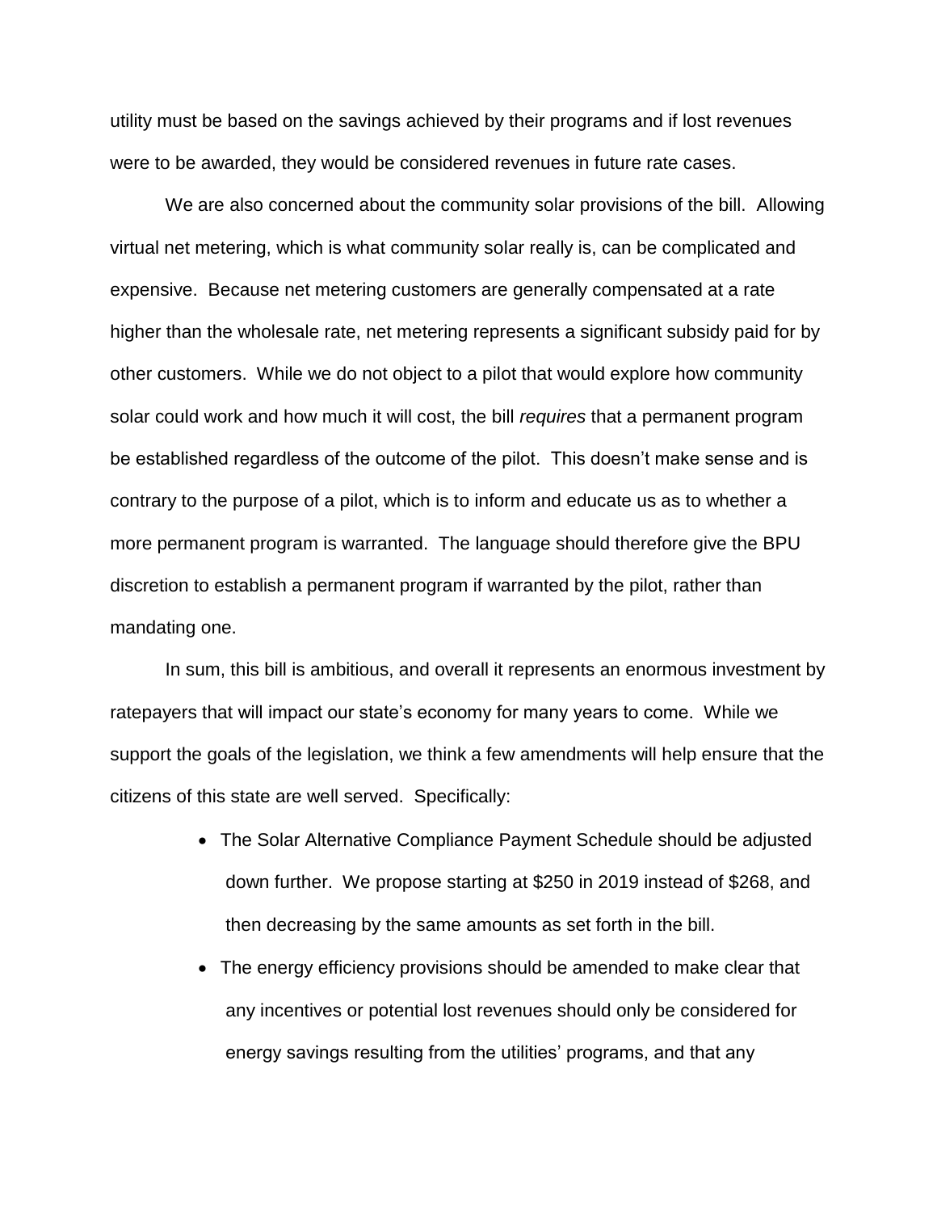utility must be based on the savings achieved by their programs and if lost revenues were to be awarded, they would be considered revenues in future rate cases.

We are also concerned about the community solar provisions of the bill. Allowing virtual net metering, which is what community solar really is, can be complicated and expensive. Because net metering customers are generally compensated at a rate higher than the wholesale rate, net metering represents a significant subsidy paid for by other customers. While we do not object to a pilot that would explore how community solar could work and how much it will cost, the bill *requires* that a permanent program be established regardless of the outcome of the pilot. This doesn't make sense and is contrary to the purpose of a pilot, which is to inform and educate us as to whether a more permanent program is warranted. The language should therefore give the BPU discretion to establish a permanent program if warranted by the pilot, rather than mandating one.

In sum, this bill is ambitious, and overall it represents an enormous investment by ratepayers that will impact our state's economy for many years to come. While we support the goals of the legislation, we think a few amendments will help ensure that the citizens of this state are well served. Specifically:

- The Solar Alternative Compliance Payment Schedule should be adjusted down further. We propose starting at $250 in 2019 instead of $268, and then decreasing by the same amounts as set forth in the bill.
- The energy efficiency provisions should be amended to make clear that any incentives or potential lost revenues should only be considered for energy savings resulting from the utilities' programs, and that any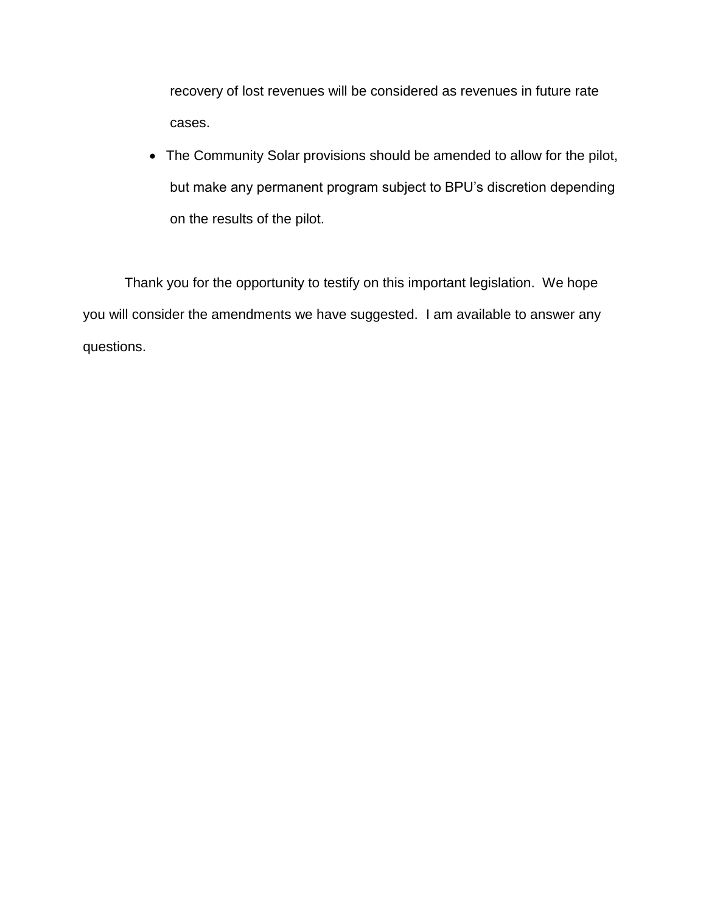recovery of lost revenues will be considered as revenues in future rate cases.

- The Community Solar provisions should be amended to allow for the pilot, but make any permanent program subject to BPU's discretion depending on the results of the pilot.

Thank you for the opportunity to testify on this important legislation. We hope you will consider the amendments we have suggested. I am available to answer any questions.